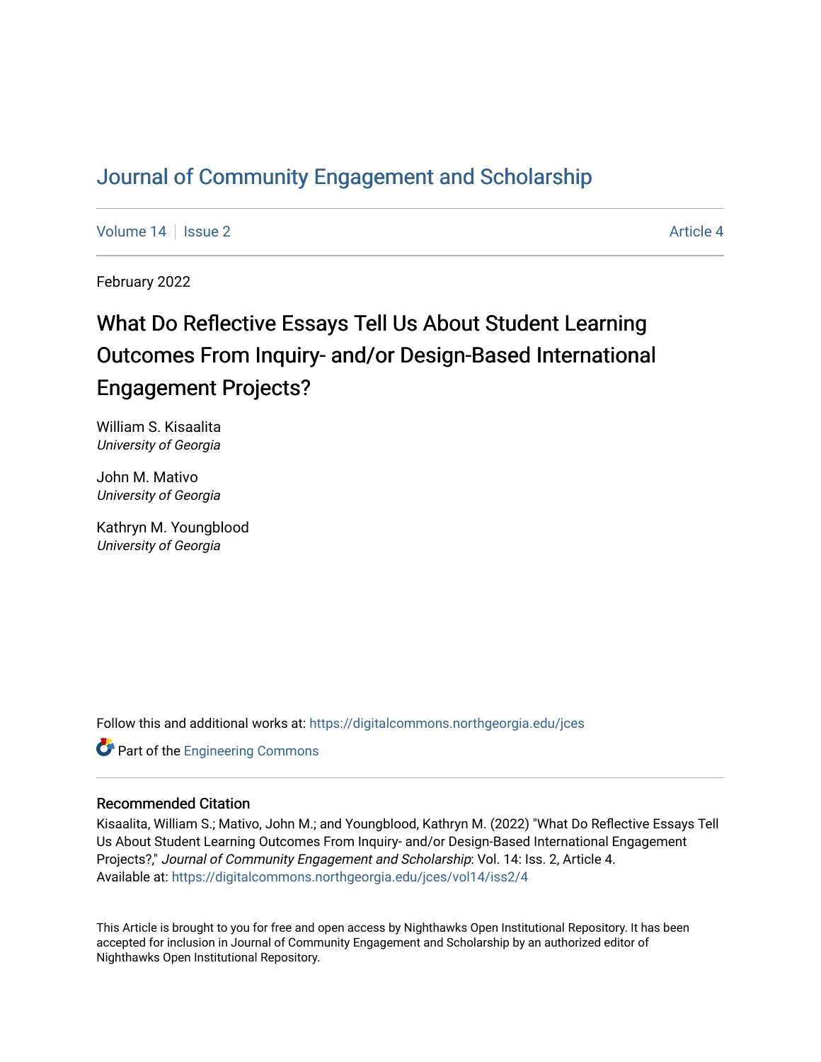# Journal of Community Engagement and Scholarship

Volume 14 | Issue 2 Article 4

February 2022

## What Do Reflective Essays Tell Us About Student Learning Outcomes From Inquiry- and/or Design-Based International Engagement Projects?

William S. Kisaalita
*University of Georgia*

John M. Mativo
*University of Georgia*

Kathryn M. Youngblood
*University of Georgia*

Follow this and additional works at: https://digitalcommons.northgeorgia.edu/jces

Part of the Engineering Commons

### Recommended Citation

Kisaalita, William S.; Mativo, John M.; and Youngblood, Kathryn M. (2022) "What Do Reflective Essays Tell Us About Student Learning Outcomes From Inquiry- and/or Design-Based International Engagement Projects?," *Journal of Community Engagement and Scholarship*: Vol. 14: Iss. 2, Article 4.
Available at: https://digitalcommons.northgeorgia.edu/jces/vol14/iss2/4

This Article is brought to you for free and open access by Nighthawks Open Institutional Repository. It has been accepted for inclusion in Journal of Community Engagement and Scholarship by an authorized editor of Nighthawks Open Institutional Repository.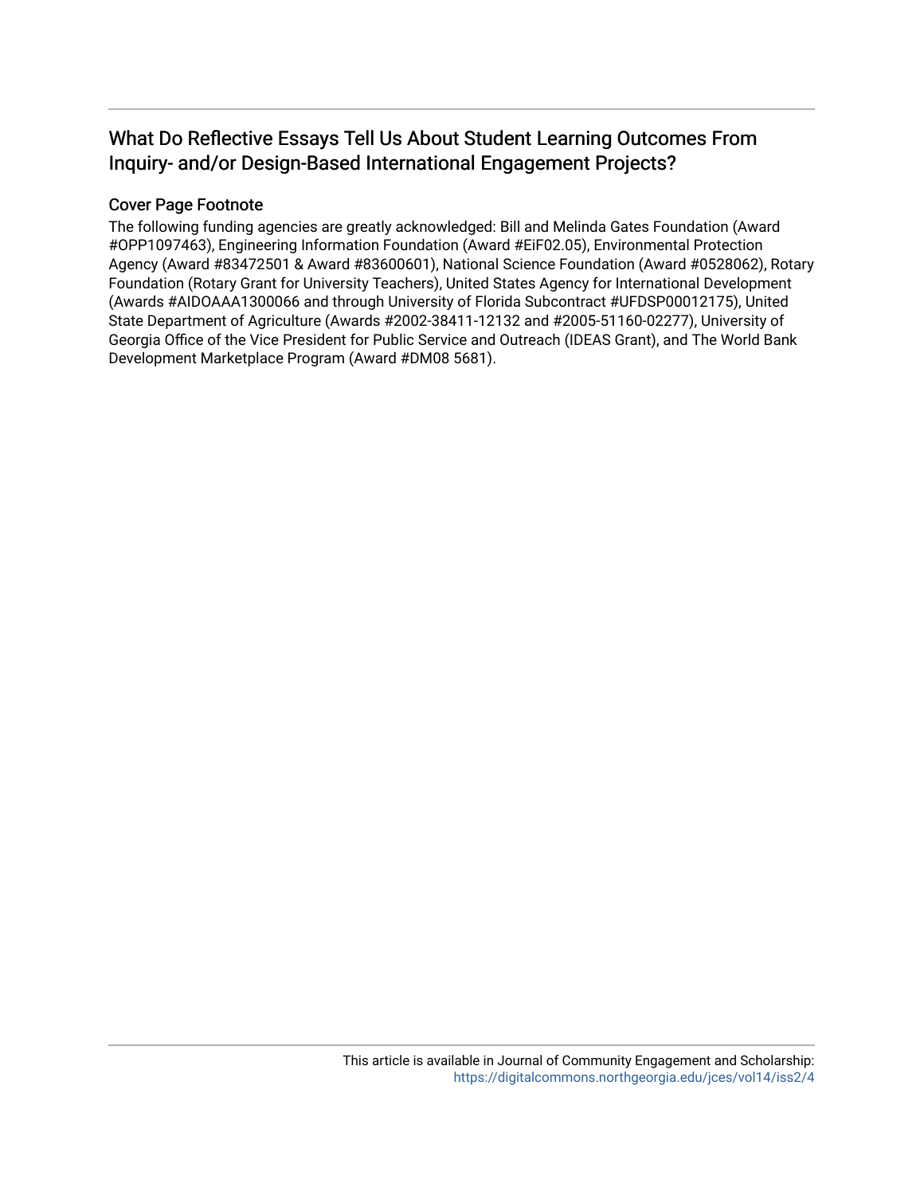## What Do Reflective Essays Tell Us About Student Learning Outcomes From Inquiry- and/or Design-Based International Engagement Projects?

### Cover Page Footnote

The following funding agencies are greatly acknowledged: Bill and Melinda Gates Foundation (Award #OPP1097463), Engineering Information Foundation (Award #EiF02.05), Environmental Protection Agency (Award #83472501 & Award #83600601), National Science Foundation (Award #0528062), Rotary Foundation (Rotary Grant for University Teachers), United States Agency for International Development (Awards #AIDOAAA1300066 and through University of Florida Subcontract #UFDSP00012175), United State Department of Agriculture (Awards #2002-38411-12132 and #2005-51160-02277), University of Georgia Office of the Vice President for Public Service and Outreach (IDEAS Grant), and The World Bank Development Marketplace Program (Award #DM08 5681).

This article is available in Journal of Community Engagement and Scholarship: https://digitalcommons.northgeorgia.edu/jces/vol14/iss2/4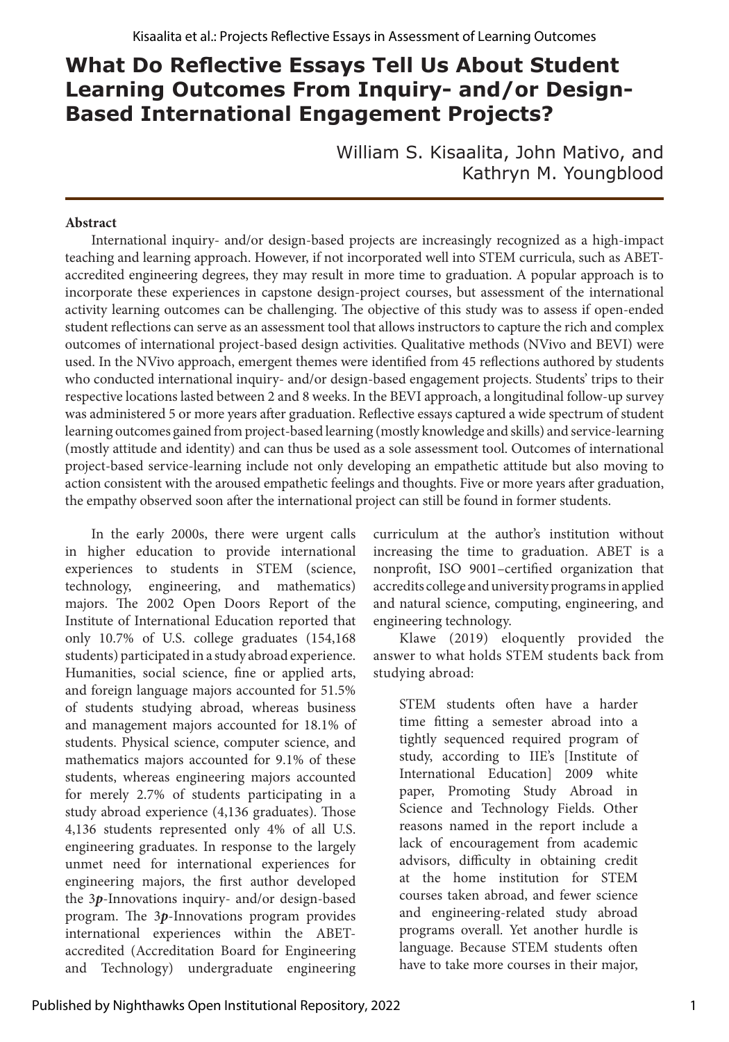# What Do Reflective Essays Tell Us About Student Learning Outcomes From Inquiry- and/or Design-Based International Engagement Projects?

William S. Kisaalita, John Mativo, and Kathryn M. Youngblood

**Abstract**

International inquiry- and/or design-based projects are increasingly recognized as a high-impact teaching and learning approach. However, if not incorporated well into STEM curricula, such as ABET-accredited engineering degrees, they may result in more time to graduation. A popular approach is to incorporate these experiences in capstone design-project courses, but assessment of the international activity learning outcomes can be challenging. The objective of this study was to assess if open-ended student reflections can serve as an assessment tool that allows instructors to capture the rich and complex outcomes of international project-based design activities. Qualitative methods (NVivo and BEVI) were used. In the NVivo approach, emergent themes were identified from 45 reflections authored by students who conducted international inquiry- and/or design-based engagement projects. Students' trips to their respective locations lasted between 2 and 8 weeks. In the BEVI approach, a longitudinal follow-up survey was administered 5 or more years after graduation. Reflective essays captured a wide spectrum of student learning outcomes gained from project-based learning (mostly knowledge and skills) and service-learning (mostly attitude and identity) and can thus be used as a sole assessment tool. Outcomes of international project-based service-learning include not only developing an empathetic attitude but also moving to action consistent with the aroused empathetic feelings and thoughts. Five or more years after graduation, the empathy observed soon after the international project can still be found in former students.

In the early 2000s, there were urgent calls in higher education to provide international experiences to students in STEM (science, technology, engineering, and mathematics) majors. The 2002 Open Doors Report of the Institute of International Education reported that only 10.7% of U.S. college graduates (154,168 students) participated in a study abroad experience. Humanities, social science, fine or applied arts, and foreign language majors accounted for 51.5% of students studying abroad, whereas business and management majors accounted for 18.1% of students. Physical science, computer science, and mathematics majors accounted for 9.1% of these students, whereas engineering majors accounted for merely 2.7% of students participating in a study abroad experience (4,136 graduates). Those 4,136 students represented only 4% of all U.S. engineering graduates. In response to the largely unmet need for international experiences for engineering majors, the first author developed the 3***p***-Innovations inquiry- and/or design-based program. The 3***p***-Innovations program provides international experiences within the ABET-accredited (Accreditation Board for Engineering and Technology) undergraduate engineering curriculum at the author's institution without increasing the time to graduation. ABET is a nonprofit, ISO 9001–certified organization that accredits college and university programs in applied and natural science, computing, engineering, and engineering technology.

Klawe (2019) eloquently provided the answer to what holds STEM students back from studying abroad:

> STEM students often have a harder time fitting a semester abroad into a tightly sequenced required program of study, according to IIE's [Institute of International Education] 2009 white paper, Promoting Study Abroad in Science and Technology Fields. Other reasons named in the report include a lack of encouragement from academic advisors, difficulty in obtaining credit at the home institution for STEM courses taken abroad, and fewer science and engineering-related study abroad programs overall. Yet another hurdle is language. Because STEM students often have to take more courses in their major,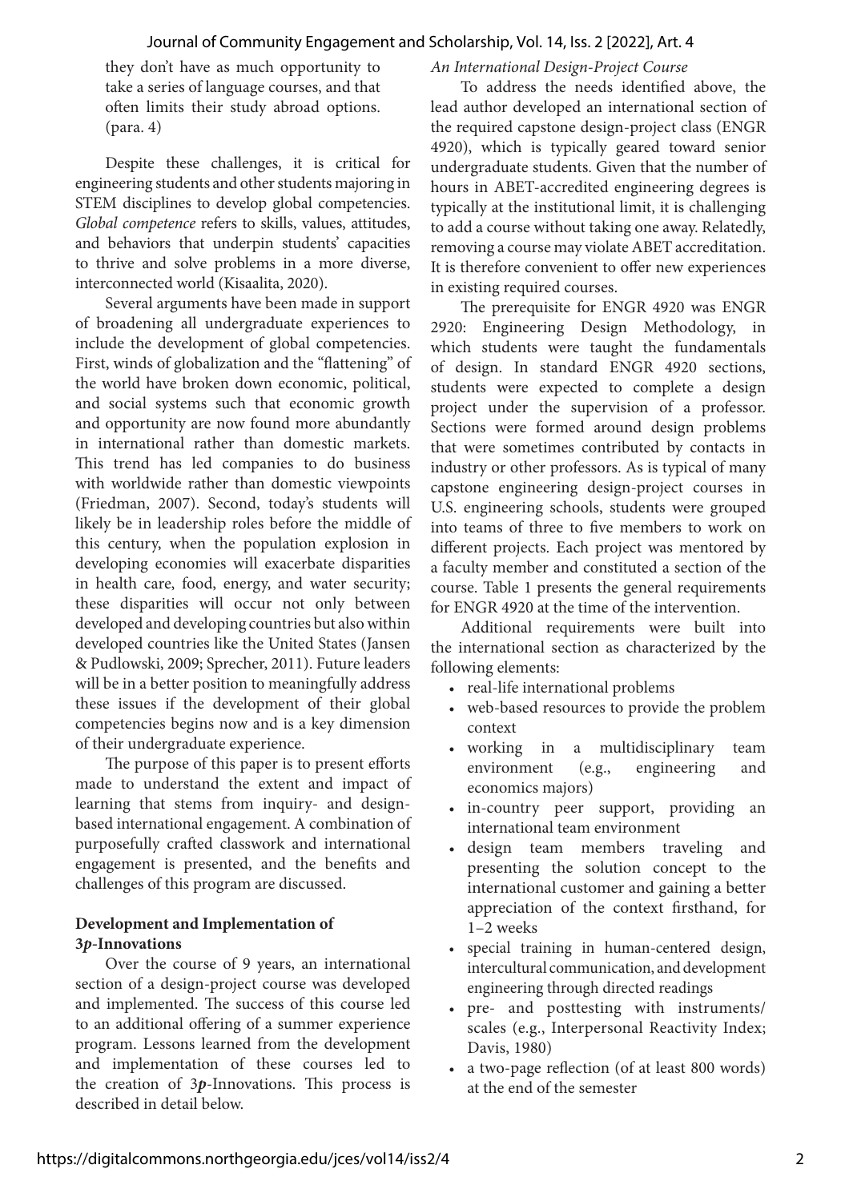they don't have as much opportunity to take a series of language courses, and that often limits their study abroad options. (para. 4)

Despite these challenges, it is critical for engineering students and other students majoring in STEM disciplines to develop global competencies. *Global competence* refers to skills, values, attitudes, and behaviors that underpin students' capacities to thrive and solve problems in a more diverse, interconnected world (Kisaalita, 2020).

Several arguments have been made in support of broadening all undergraduate experiences to include the development of global competencies. First, winds of globalization and the "flattening" of the world have broken down economic, political, and social systems such that economic growth and opportunity are now found more abundantly in international rather than domestic markets. This trend has led companies to do business with worldwide rather than domestic viewpoints (Friedman, 2007). Second, today's students will likely be in leadership roles before the middle of this century, when the population explosion in developing economies will exacerbate disparities in health care, food, energy, and water security; these disparities will occur not only between developed and developing countries but also within developed countries like the United States (Jansen & Pudlowski, 2009; Sprecher, 2011). Future leaders will be in a better position to meaningfully address these issues if the development of their global competencies begins now and is a key dimension of their undergraduate experience.

The purpose of this paper is to present efforts made to understand the extent and impact of learning that stems from inquiry- and design-based international engagement. A combination of purposefully crafted classwork and international engagement is presented, and the benefits and challenges of this program are discussed.

## Development and Implementation of 3*p*-Innovations

Over the course of 9 years, an international section of a design-project course was developed and implemented. The success of this course led to an additional offering of a summer experience program. Lessons learned from the development and implementation of these courses led to the creation of 3*p*-Innovations. This process is described in detail below.

### *An International Design-Project Course*

To address the needs identified above, the lead author developed an international section of the required capstone design-project class (ENGR 4920), which is typically geared toward senior undergraduate students. Given that the number of hours in ABET-accredited engineering degrees is typically at the institutional limit, it is challenging to add a course without taking one away. Relatedly, removing a course may violate ABET accreditation. It is therefore convenient to offer new experiences in existing required courses.

The prerequisite for ENGR 4920 was ENGR 2920: Engineering Design Methodology, in which students were taught the fundamentals of design. In standard ENGR 4920 sections, students were expected to complete a design project under the supervision of a professor. Sections were formed around design problems that were sometimes contributed by contacts in industry or other professors. As is typical of many capstone engineering design-project courses in U.S. engineering schools, students were grouped into teams of three to five members to work on different projects. Each project was mentored by a faculty member and constituted a section of the course. Table 1 presents the general requirements for ENGR 4920 at the time of the intervention.

Additional requirements were built into the international section as characterized by the following elements:

- real-life international problems
- web-based resources to provide the problem context
- working in a multidisciplinary team environment (e.g., engineering and economics majors)
- in-country peer support, providing an international team environment
- design team members traveling and presenting the solution concept to the international customer and gaining a better appreciation of the context firsthand, for 1–2 weeks
- special training in human-centered design, intercultural communication, and development engineering through directed readings
- pre- and posttesting with instruments/scales (e.g., Interpersonal Reactivity Index; Davis, 1980)
- a two-page reflection (of at least 800 words) at the end of the semester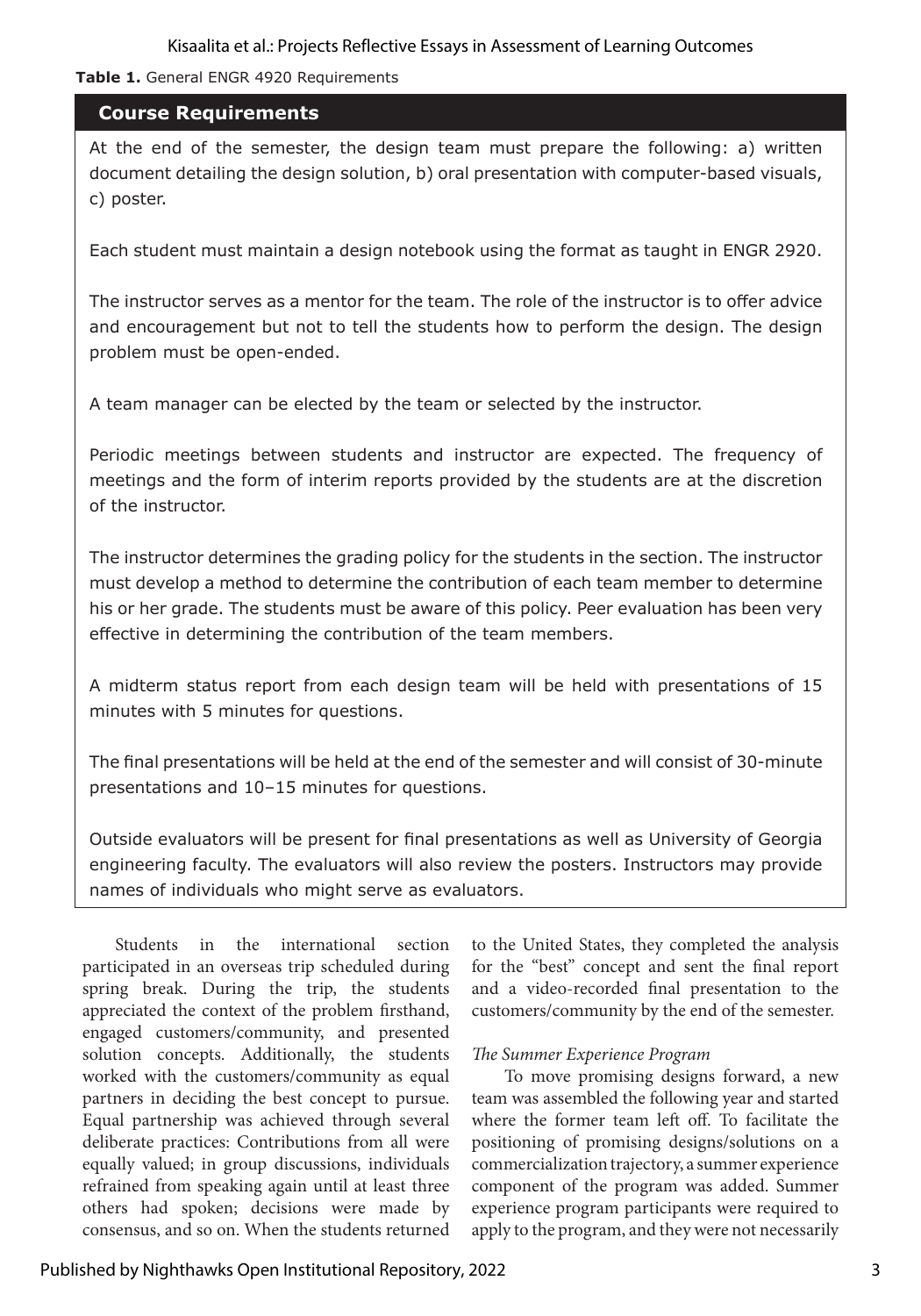**Table 1.** General ENGR 4920 Requirements

| Course Requirements |
| --- |
| At the end of the semester, the design team must prepare the following: a) written document detailing the design solution, b) oral presentation with computer-based visuals, c) poster. |
| Each student must maintain a design notebook using the format as taught in ENGR 2920. |
| The instructor serves as a mentor for the team. The role of the instructor is to offer advice and encouragement but not to tell the students how to perform the design. The design problem must be open-ended. |
| A team manager can be elected by the team or selected by the instructor. |
| Periodic meetings between students and instructor are expected. The frequency of meetings and the form of interim reports provided by the students are at the discretion of the instructor. |
| The instructor determines the grading policy for the students in the section. The instructor must develop a method to determine the contribution of each team member to determine his or her grade. The students must be aware of this policy. Peer evaluation has been very effective in determining the contribution of the team members. |
| A midterm status report from each design team will be held with presentations of 15 minutes with 5 minutes for questions. |
| The final presentations will be held at the end of the semester and will consist of 30-minute presentations and 10–15 minutes for questions. |
| Outside evaluators will be present for final presentations as well as University of Georgia engineering faculty. The evaluators will also review the posters. Instructors may provide names of individuals who might serve as evaluators. |

Students in the international section participated in an overseas trip scheduled during spring break. During the trip, the students appreciated the context of the problem firsthand, engaged customers/community, and presented solution concepts. Additionally, the students worked with the customers/community as equal partners in deciding the best concept to pursue. Equal partnership was achieved through several deliberate practices: Contributions from all were equally valued; in group discussions, individuals refrained from speaking again until at least three others had spoken; decisions were made by consensus, and so on. When the students returned to the United States, they completed the analysis for the "best" concept and sent the final report and a video-recorded final presentation to the customers/community by the end of the semester.

*The Summer Experience Program*

To move promising designs forward, a new team was assembled the following year and started where the former team left off. To facilitate the positioning of promising designs/solutions on a commercialization trajectory, a summer experience component of the program was added. Summer experience program participants were required to apply to the program, and they were not necessarily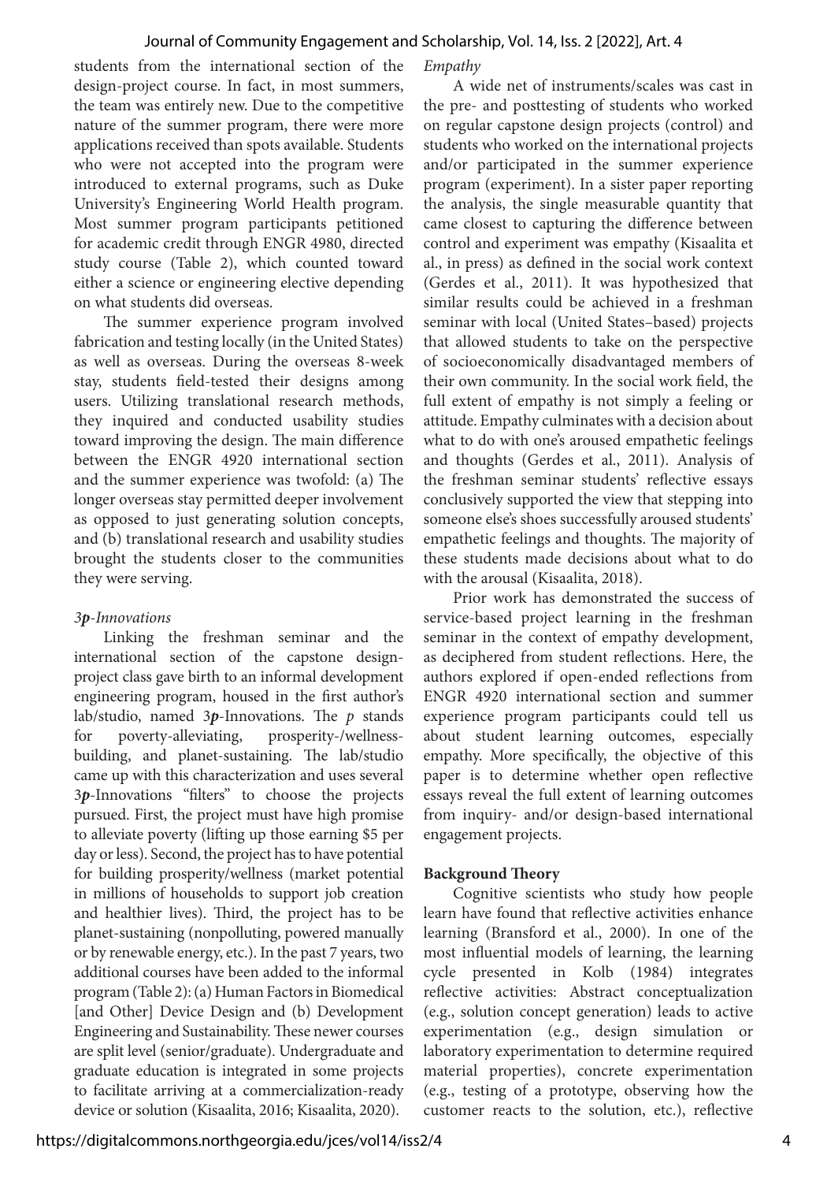students from the international section of the design-project course. In fact, in most summers, the team was entirely new. Due to the competitive nature of the summer program, there were more applications received than spots available. Students who were not accepted into the program were introduced to external programs, such as Duke University's Engineering World Health program. Most summer program participants petitioned for academic credit through ENGR 4980, directed study course (Table 2), which counted toward either a science or engineering elective depending on what students did overseas.

The summer experience program involved fabrication and testing locally (in the United States) as well as overseas. During the overseas 8-week stay, students field-tested their designs among users. Utilizing translational research methods, they inquired and conducted usability studies toward improving the design. The main difference between the ENGR 4920 international section and the summer experience was twofold: (a) The longer overseas stay permitted deeper involvement as opposed to just generating solution concepts, and (b) translational research and usability studies brought the students closer to the communities they were serving.

*3**p**-Innovations*

Linking the freshman seminar and the international section of the capstone design-project class gave birth to an informal development engineering program, housed in the first author's lab/studio, named 3***p***-Innovations. The *p* stands for poverty-alleviating, prosperity-/wellness-building, and planet-sustaining. The lab/studio came up with this characterization and uses several 3***p***-Innovations "filters" to choose the projects pursued. First, the project must have high promise to alleviate poverty (lifting up those earning $5 per day or less). Second, the project has to have potential for building prosperity/wellness (market potential in millions of households to support job creation and healthier lives). Third, the project has to be planet-sustaining (nonpolluting, powered manually or by renewable energy, etc.). In the past 7 years, two additional courses have been added to the informal program (Table 2): (a) Human Factors in Biomedical [and Other] Device Design and (b) Development Engineering and Sustainability. These newer courses are split level (senior/graduate). Undergraduate and graduate education is integrated in some projects to facilitate arriving at a commercialization-ready device or solution (Kisaalita, 2016; Kisaalita, 2020).

*Empathy*

A wide net of instruments/scales was cast in the pre- and posttesting of students who worked on regular capstone design projects (control) and students who worked on the international projects and/or participated in the summer experience program (experiment). In a sister paper reporting the analysis, the single measurable quantity that came closest to capturing the difference between control and experiment was empathy (Kisaalita et al., in press) as defined in the social work context (Gerdes et al., 2011). It was hypothesized that similar results could be achieved in a freshman seminar with local (United States–based) projects that allowed students to take on the perspective of socioeconomically disadvantaged members of their own community. In the social work field, the full extent of empathy is not simply a feeling or attitude. Empathy culminates with a decision about what to do with one's aroused empathetic feelings and thoughts (Gerdes et al., 2011). Analysis of the freshman seminar students' reflective essays conclusively supported the view that stepping into someone else's shoes successfully aroused students' empathetic feelings and thoughts. The majority of these students made decisions about what to do with the arousal (Kisaalita, 2018).

Prior work has demonstrated the success of service-based project learning in the freshman seminar in the context of empathy development, as deciphered from student reflections. Here, the authors explored if open-ended reflections from ENGR 4920 international section and summer experience program participants could tell us about student learning outcomes, especially empathy. More specifically, the objective of this paper is to determine whether open reflective essays reveal the full extent of learning outcomes from inquiry- and/or design-based international engagement projects.

**Background Theory**

Cognitive scientists who study how people learn have found that reflective activities enhance learning (Bransford et al., 2000). In one of the most influential models of learning, the learning cycle presented in Kolb (1984) integrates reflective activities: Abstract conceptualization (e.g., solution concept generation) leads to active experimentation (e.g., design simulation or laboratory experimentation to determine required material properties), concrete experimentation (e.g., testing of a prototype, observing how the customer reacts to the solution, etc.), reflective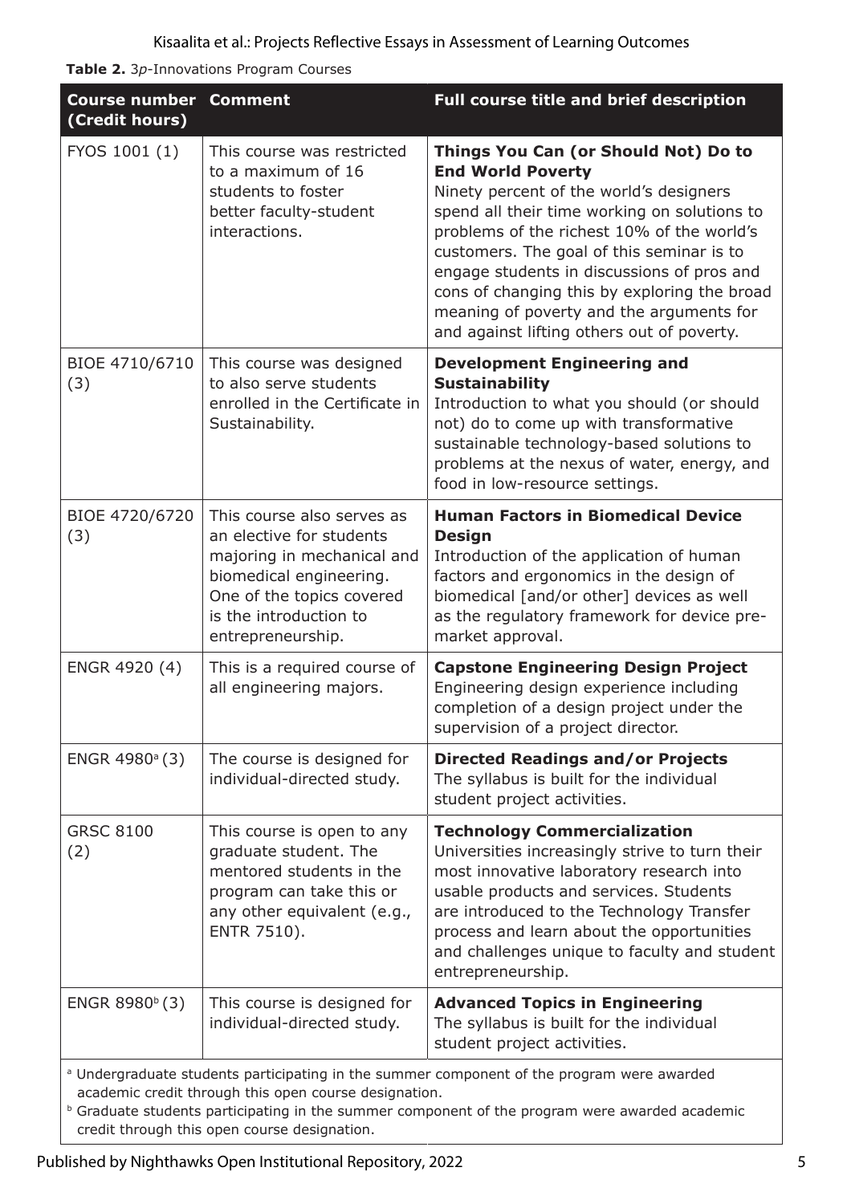**Table 2.** 3*p*-Innovations Program Courses

| Course number (Credit hours) | Comment | Full course title and brief description |
|---|---|---|
| FYOS 1001 (1) | This course was restricted to a maximum of 16 students to foster better faculty-student interactions. | **Things You Can (or Should Not) Do to End World Poverty** Ninety percent of the world's designers spend all their time working on solutions to problems of the richest 10% of the world's customers. The goal of this seminar is to engage students in discussions of pros and cons of changing this by exploring the broad meaning of poverty and the arguments for and against lifting others out of poverty. |
| BIOE 4710/6710 (3) | This course was designed to also serve students enrolled in the Certificate in Sustainability. | **Development Engineering and Sustainability** Introduction to what you should (or should not) do to come up with transformative sustainable technology-based solutions to problems at the nexus of water, energy, and food in low-resource settings. |
| BIOE 4720/6720 (3) | This course also serves as an elective for students majoring in mechanical and biomedical engineering. One of the topics covered is the introduction to entrepreneurship. | **Human Factors in Biomedical Device Design** Introduction of the application of human factors and ergonomics in the design of biomedical [and/or other] devices as well as the regulatory framework for device pre-market approval. |
| ENGR 4920 (4) | This is a required course of all engineering majors. | **Capstone Engineering Design Project** Engineering design experience including completion of a design project under the supervision of a project director. |
| ENGR 4980[a] (3) | The course is designed for individual-directed study. | **Directed Readings and/or Projects** The syllabus is built for the individual student project activities. |
| GRSC 8100 (2) | This course is open to any graduate student. The mentored students in the program can take this or any other equivalent (e.g., ENTR 7510). | **Technology Commercialization** Universities increasingly strive to turn their most innovative laboratory research into usable products and services. Students are introduced to the Technology Transfer process and learn about the opportunities and challenges unique to faculty and student entrepreneurship. |
| ENGR 8980[b] (3) | This course is designed for individual-directed study. | **Advanced Topics in Engineering** The syllabus is built for the individual student project activities. |

[a] Undergraduate students participating in the summer component of the program were awarded academic credit through this open course designation.
[b] Graduate students participating in the summer component of the program were awarded academic credit through this open course designation.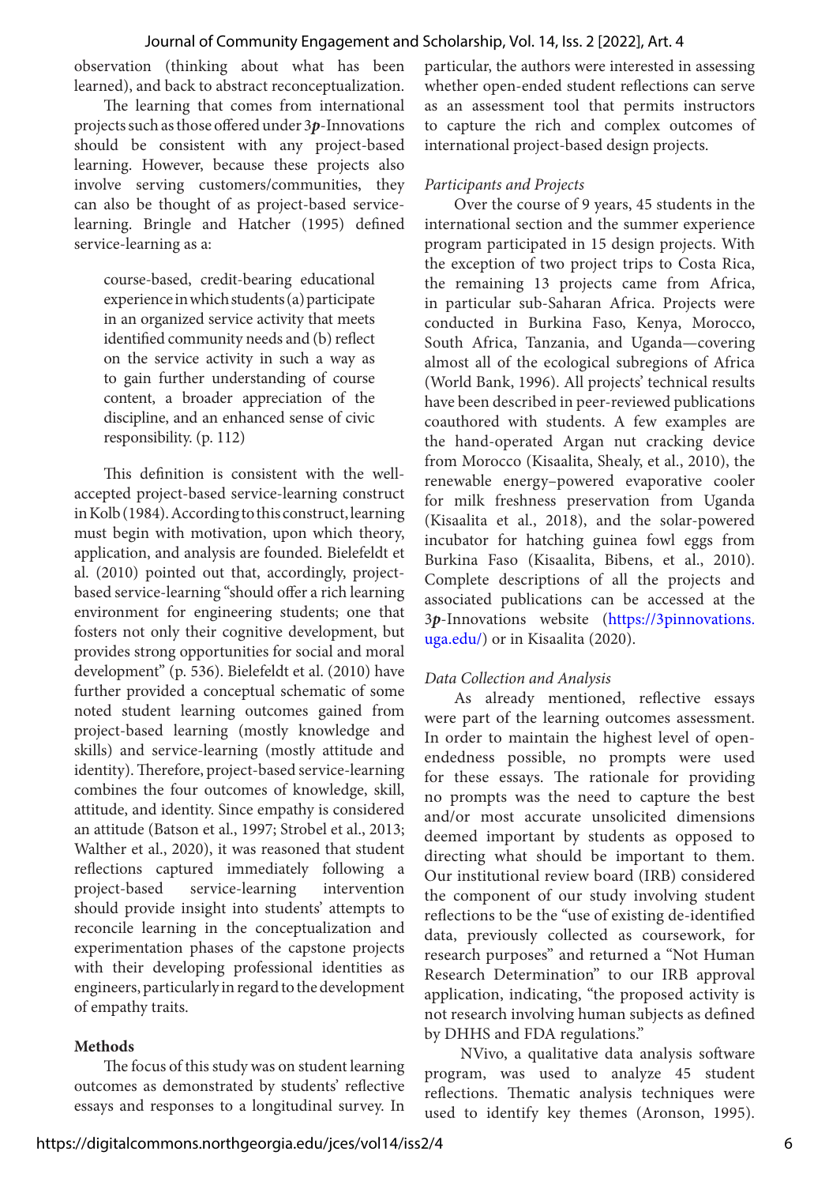observation (thinking about what has been learned), and back to abstract reconceptualization.

The learning that comes from international projects such as those offered under 3***p***-Innovations should be consistent with any project-based learning. However, because these projects also involve serving customers/communities, they can also be thought of as project-based service-learning. Bringle and Hatcher (1995) defined service-learning as a:

> course-based, credit-bearing educational experience in which students (a) participate in an organized service activity that meets identified community needs and (b) reflect on the service activity in such a way as to gain further understanding of course content, a broader appreciation of the discipline, and an enhanced sense of civic responsibility. (p. 112)

This definition is consistent with the well-accepted project-based service-learning construct in Kolb (1984). According to this construct, learning must begin with motivation, upon which theory, application, and analysis are founded. Bielefeldt et al. (2010) pointed out that, accordingly, project-based service-learning "should offer a rich learning environment for engineering students; one that fosters not only their cognitive development, but provides strong opportunities for social and moral development" (p. 536). Bielefeldt et al. (2010) have further provided a conceptual schematic of some noted student learning outcomes gained from project-based learning (mostly knowledge and skills) and service-learning (mostly attitude and identity). Therefore, project-based service-learning combines the four outcomes of knowledge, skill, attitude, and identity. Since empathy is considered an attitude (Batson et al., 1997; Strobel et al., 2013; Walther et al., 2020), it was reasoned that student reflections captured immediately following a project-based service-learning intervention should provide insight into students' attempts to reconcile learning in the conceptualization and experimentation phases of the capstone projects with their developing professional identities as engineers, particularly in regard to the development of empathy traits.

## Methods

The focus of this study was on student learning outcomes as demonstrated by students' reflective essays and responses to a longitudinal survey. In particular, the authors were interested in assessing whether open-ended student reflections can serve as an assessment tool that permits instructors to capture the rich and complex outcomes of international project-based design projects.

### *Participants and Projects*

Over the course of 9 years, 45 students in the international section and the summer experience program participated in 15 design projects. With the exception of two project trips to Costa Rica, the remaining 13 projects came from Africa, in particular sub-Saharan Africa. Projects were conducted in Burkina Faso, Kenya, Morocco, South Africa, Tanzania, and Uganda—covering almost all of the ecological subregions of Africa (World Bank, 1996). All projects' technical results have been described in peer-reviewed publications coauthored with students. A few examples are the hand-operated Argan nut cracking device from Morocco (Kisaalita, Shealy, et al., 2010), the renewable energy–powered evaporative cooler for milk freshness preservation from Uganda (Kisaalita et al., 2018), and the solar-powered incubator for hatching guinea fowl eggs from Burkina Faso (Kisaalita, Bibens, et al., 2010). Complete descriptions of all the projects and associated publications can be accessed at the 3***p***-Innovations website (https://3pinnovations.uga.edu/) or in Kisaalita (2020).

### *Data Collection and Analysis*

As already mentioned, reflective essays were part of the learning outcomes assessment. In order to maintain the highest level of open-endedness possible, no prompts were used for these essays. The rationale for providing no prompts was the need to capture the best and/or most accurate unsolicited dimensions deemed important by students as opposed to directing what should be important to them. Our institutional review board (IRB) considered the component of our study involving student reflections to be the "use of existing de-identified data, previously collected as coursework, for research purposes" and returned a "Not Human Research Determination" to our IRB approval application, indicating, "the proposed activity is not research involving human subjects as defined by DHHS and FDA regulations."

NVivo, a qualitative data analysis software program, was used to analyze 45 student reflections. Thematic analysis techniques were used to identify key themes (Aronson, 1995).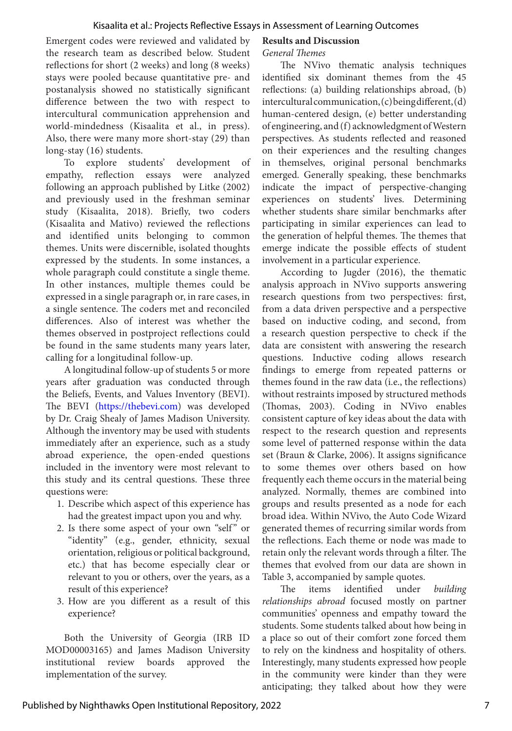Emergent codes were reviewed and validated by the research team as described below. Student reflections for short (2 weeks) and long (8 weeks) stays were pooled because quantitative pre- and postanalysis showed no statistically significant difference between the two with respect to intercultural communication apprehension and world-mindedness (Kisaalita et al., in press). Also, there were many more short-stay (29) than long-stay (16) students.

To explore students' development of empathy, reflection essays were analyzed following an approach published by Litke (2002) and previously used in the freshman seminar study (Kisaalita, 2018). Briefly, two coders (Kisaalita and Mativo) reviewed the reflections and identified units belonging to common themes. Units were discernible, isolated thoughts expressed by the students. In some instances, a whole paragraph could constitute a single theme. In other instances, multiple themes could be expressed in a single paragraph or, in rare cases, in a single sentence. The coders met and reconciled differences. Also of interest was whether the themes observed in postproject reflections could be found in the same students many years later, calling for a longitudinal follow-up.

A longitudinal follow-up of students 5 or more years after graduation was conducted through the Beliefs, Events, and Values Inventory (BEVI). The BEVI (https://thebevi.com) was developed by Dr. Craig Shealy of James Madison University. Although the inventory may be used with students immediately after an experience, such as a study abroad experience, the open-ended questions included in the inventory were most relevant to this study and its central questions. These three questions were:

1. Describe which aspect of this experience has had the greatest impact upon you and why.
2. Is there some aspect of your own "self" or "identity" (e.g., gender, ethnicity, sexual orientation, religious or political background, etc.) that has become especially clear or relevant to you or others, over the years, as a result of this experience?
3. How are you different as a result of this experience?

Both the University of Georgia (IRB ID MOD00003165) and James Madison University institutional review boards approved the implementation of the survey.

## Results and Discussion

### *General Themes*

The NVivo thematic analysis techniques identified six dominant themes from the 45 reflections: (a) building relationships abroad, (b) intercultural communication, (c) being different, (d) human-centered design, (e) better understanding of engineering, and (f) acknowledgment of Western perspectives. As students reflected and reasoned on their experiences and the resulting changes in themselves, original personal benchmarks emerged. Generally speaking, these benchmarks indicate the impact of perspective-changing experiences on students' lives. Determining whether students share similar benchmarks after participating in similar experiences can lead to the generation of helpful themes. The themes that emerge indicate the possible effects of student involvement in a particular experience.

According to Jugder (2016), the thematic analysis approach in NVivo supports answering research questions from two perspectives: first, from a data driven perspective and a perspective based on inductive coding, and second, from a research question perspective to check if the data are consistent with answering the research questions. Inductive coding allows research findings to emerge from repeated patterns or themes found in the raw data (i.e., the reflections) without restraints imposed by structured methods (Thomas, 2003). Coding in NVivo enables consistent capture of key ideas about the data with respect to the research question and represents some level of patterned response within the data set (Braun & Clarke, 2006). It assigns significance to some themes over others based on how frequently each theme occurs in the material being analyzed. Normally, themes are combined into groups and results presented as a node for each broad idea. Within NVivo, the Auto Code Wizard generated themes of recurring similar words from the reflections. Each theme or node was made to retain only the relevant words through a filter. The themes that evolved from our data are shown in Table 3, accompanied by sample quotes.

The items identified under *building relationships abroad* focused mostly on partner communities' openness and empathy toward the students. Some students talked about how being in a place so out of their comfort zone forced them to rely on the kindness and hospitality of others. Interestingly, many students expressed how people in the community were kinder than they were anticipating; they talked about how they were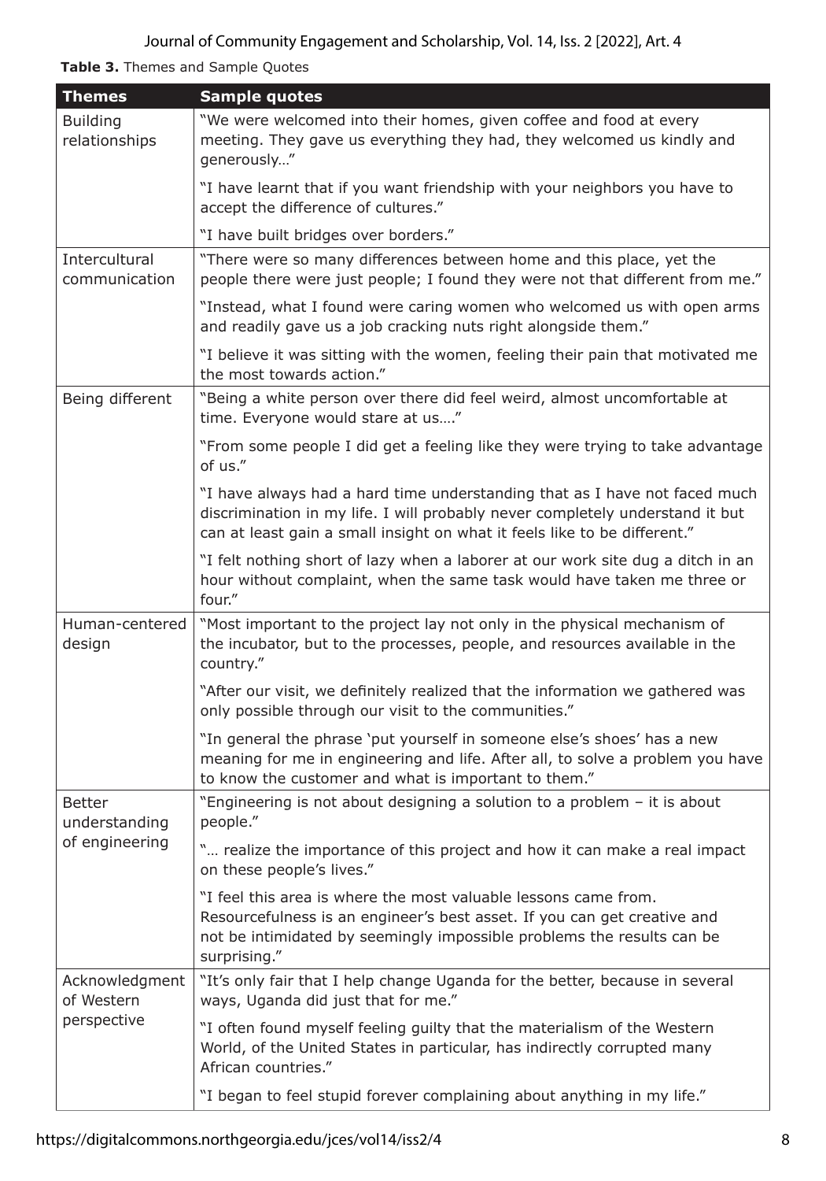**Table 3.** Themes and Sample Quotes

| Themes | Sample quotes |
|---|---|
| Building relationships | "We were welcomed into their homes, given coffee and food at every meeting. They gave us everything they had, they welcomed us kindly and generously…" |
| | "I have learnt that if you want friendship with your neighbors you have to accept the difference of cultures." |
| | "I have built bridges over borders." |
| Intercultural communication | "There were so many differences between home and this place, yet the people there were just people; I found they were not that different from me." |
| | "Instead, what I found were caring women who welcomed us with open arms and readily gave us a job cracking nuts right alongside them." |
| | "I believe it was sitting with the women, feeling their pain that motivated me the most towards action." |
| Being different | "Being a white person over there did feel weird, almost uncomfortable at time. Everyone would stare at us…." |
| | "From some people I did get a feeling like they were trying to take advantage of us." |
| | "I have always had a hard time understanding that as I have not faced much discrimination in my life. I will probably never completely understand it but can at least gain a small insight on what it feels like to be different." |
| | "I felt nothing short of lazy when a laborer at our work site dug a ditch in an hour without complaint, when the same task would have taken me three or four." |
| Human-centered design | "Most important to the project lay not only in the physical mechanism of the incubator, but to the processes, people, and resources available in the country." |
| | "After our visit, we definitely realized that the information we gathered was only possible through our visit to the communities." |
| | "In general the phrase 'put yourself in someone else's shoes' has a new meaning for me in engineering and life. After all, to solve a problem you have to know the customer and what is important to them." |
| Better understanding of engineering | "Engineering is not about designing a solution to a problem – it is about people." |
| | "… realize the importance of this project and how it can make a real impact on these people's lives." |
| | "I feel this area is where the most valuable lessons came from. Resourcefulness is an engineer's best asset. If you can get creative and not be intimidated by seemingly impossible problems the results can be surprising." |
| Acknowledgment of Western perspective | "It's only fair that I help change Uganda for the better, because in several ways, Uganda did just that for me." |
| | "I often found myself feeling guilty that the materialism of the Western World, of the United States in particular, has indirectly corrupted many African countries." |
| | "I began to feel stupid forever complaining about anything in my life." |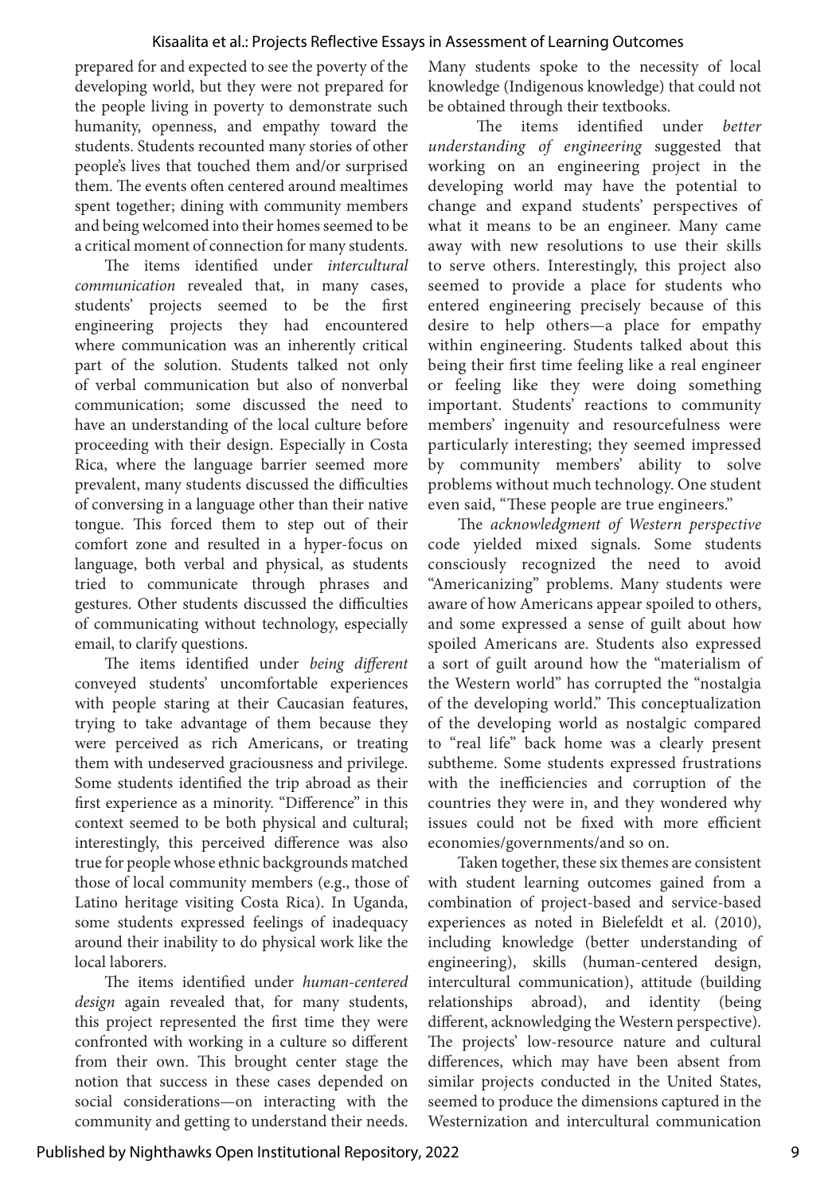prepared for and expected to see the poverty of the developing world, but they were not prepared for the people living in poverty to demonstrate such humanity, openness, and empathy toward the students. Students recounted many stories of other people's lives that touched them and/or surprised them. The events often centered around mealtimes spent together; dining with community members and being welcomed into their homes seemed to be a critical moment of connection for many students.

The items identified under *intercultural communication* revealed that, in many cases, students' projects seemed to be the first engineering projects they had encountered where communication was an inherently critical part of the solution. Students talked not only of verbal communication but also of nonverbal communication; some discussed the need to have an understanding of the local culture before proceeding with their design. Especially in Costa Rica, where the language barrier seemed more prevalent, many students discussed the difficulties of conversing in a language other than their native tongue. This forced them to step out of their comfort zone and resulted in a hyper-focus on language, both verbal and physical, as students tried to communicate through phrases and gestures. Other students discussed the difficulties of communicating without technology, especially email, to clarify questions.

The items identified under *being different* conveyed students' uncomfortable experiences with people staring at their Caucasian features, trying to take advantage of them because they were perceived as rich Americans, or treating them with undeserved graciousness and privilege. Some students identified the trip abroad as their first experience as a minority. "Difference" in this context seemed to be both physical and cultural; interestingly, this perceived difference was also true for people whose ethnic backgrounds matched those of local community members (e.g., those of Latino heritage visiting Costa Rica). In Uganda, some students expressed feelings of inadequacy around their inability to do physical work like the local laborers.

The items identified under *human-centered design* again revealed that, for many students, this project represented the first time they were confronted with working in a culture so different from their own. This brought center stage the notion that success in these cases depended on social considerations—on interacting with the community and getting to understand their needs. Many students spoke to the necessity of local knowledge (Indigenous knowledge) that could not be obtained through their textbooks.

The items identified under *better understanding of engineering* suggested that working on an engineering project in the developing world may have the potential to change and expand students' perspectives of what it means to be an engineer. Many came away with new resolutions to use their skills to serve others. Interestingly, this project also seemed to provide a place for students who entered engineering precisely because of this desire to help others—a place for empathy within engineering. Students talked about this being their first time feeling like a real engineer or feeling like they were doing something important. Students' reactions to community members' ingenuity and resourcefulness were particularly interesting; they seemed impressed by community members' ability to solve problems without much technology. One student even said, "These people are true engineers."

The *acknowledgment of Western perspective* code yielded mixed signals. Some students consciously recognized the need to avoid "Americanizing" problems. Many students were aware of how Americans appear spoiled to others, and some expressed a sense of guilt about how spoiled Americans are. Students also expressed a sort of guilt around how the "materialism of the Western world" has corrupted the "nostalgia of the developing world." This conceptualization of the developing world as nostalgic compared to "real life" back home was a clearly present subtheme. Some students expressed frustrations with the inefficiencies and corruption of the countries they were in, and they wondered why issues could not be fixed with more efficient economies/governments/and so on.

Taken together, these six themes are consistent with student learning outcomes gained from a combination of project-based and service-based experiences as noted in Bielefeldt et al. (2010), including knowledge (better understanding of engineering), skills (human-centered design, intercultural communication), attitude (building relationships abroad), and identity (being different, acknowledging the Western perspective). The projects' low-resource nature and cultural differences, which may have been absent from similar projects conducted in the United States, seemed to produce the dimensions captured in the Westernization and intercultural communication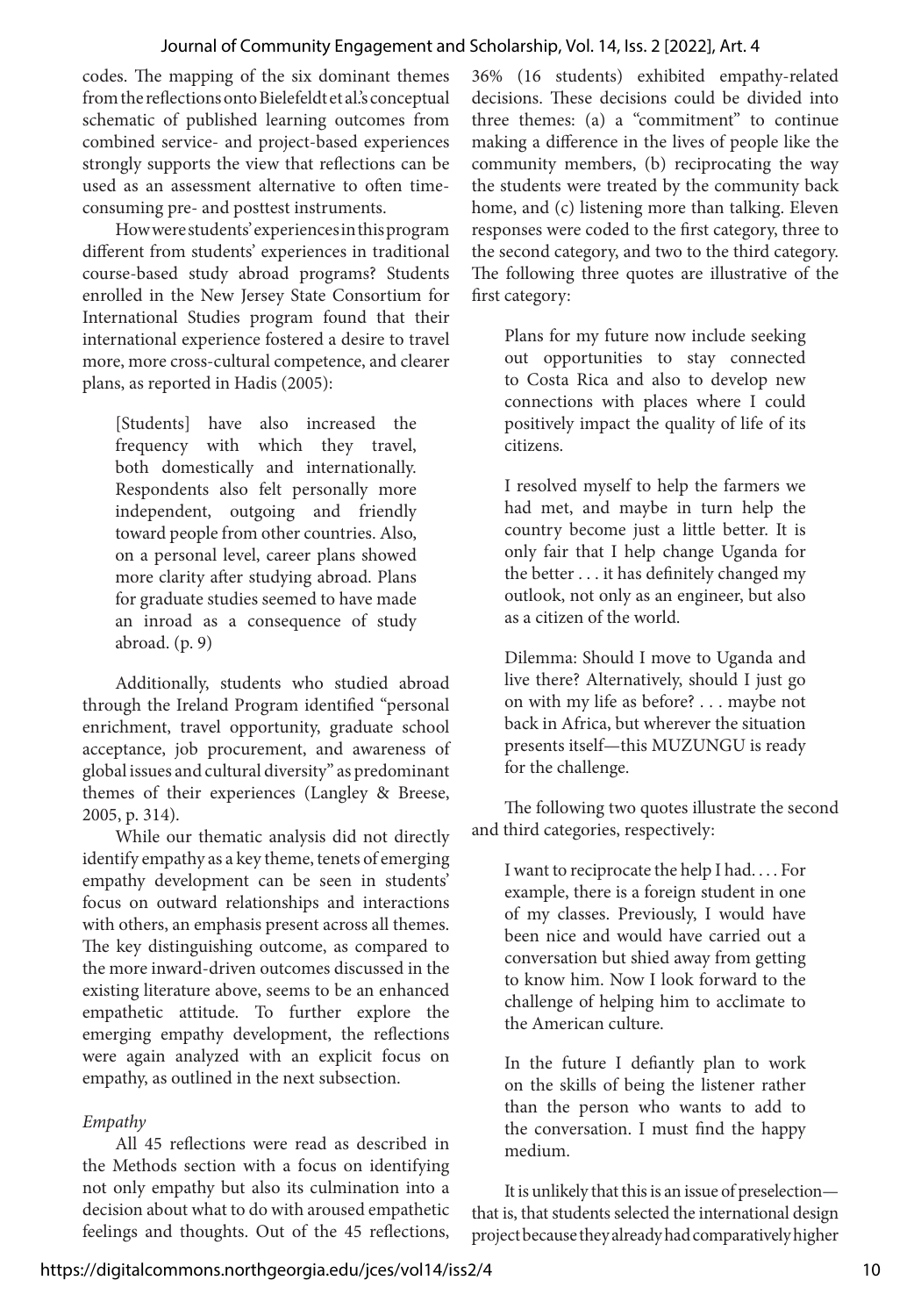codes. The mapping of the six dominant themes from the reflections onto Bielefeldt et al.'s conceptual schematic of published learning outcomes from combined service- and project-based experiences strongly supports the view that reflections can be used as an assessment alternative to often time-consuming pre- and posttest instruments.

How were students' experiences in this program different from students' experiences in traditional course-based study abroad programs? Students enrolled in the New Jersey State Consortium for International Studies program found that their international experience fostered a desire to travel more, more cross-cultural competence, and clearer plans, as reported in Hadis (2005):

> [Students] have also increased the frequency with which they travel, both domestically and internationally. Respondents also felt personally more independent, outgoing and friendly toward people from other countries. Also, on a personal level, career plans showed more clarity after studying abroad. Plans for graduate studies seemed to have made an inroad as a consequence of study abroad. (p. 9)

Additionally, students who studied abroad through the Ireland Program identified "personal enrichment, travel opportunity, graduate school acceptance, job procurement, and awareness of global issues and cultural diversity" as predominant themes of their experiences (Langley & Breese, 2005, p. 314).

While our thematic analysis did not directly identify empathy as a key theme, tenets of emerging empathy development can be seen in students' focus on outward relationships and interactions with others, an emphasis present across all themes. The key distinguishing outcome, as compared to the more inward-driven outcomes discussed in the existing literature above, seems to be an enhanced empathetic attitude. To further explore the emerging empathy development, the reflections were again analyzed with an explicit focus on empathy, as outlined in the next subsection.

### *Empathy*

All 45 reflections were read as described in the Methods section with a focus on identifying not only empathy but also its culmination into a decision about what to do with aroused empathetic feelings and thoughts. Out of the 45 reflections, 36% (16 students) exhibited empathy-related decisions. These decisions could be divided into three themes: (a) a "commitment" to continue making a difference in the lives of people like the community members, (b) reciprocating the way the students were treated by the community back home, and (c) listening more than talking. Eleven responses were coded to the first category, three to the second category, and two to the third category. The following three quotes are illustrative of the first category:

> Plans for my future now include seeking out opportunities to stay connected to Costa Rica and also to develop new connections with places where I could positively impact the quality of life of its citizens.

> I resolved myself to help the farmers we had met, and maybe in turn help the country become just a little better. It is only fair that I help change Uganda for the better . . . it has definitely changed my outlook, not only as an engineer, but also as a citizen of the world.

> Dilemma: Should I move to Uganda and live there? Alternatively, should I just go on with my life as before? . . . maybe not back in Africa, but wherever the situation presents itself—this MUZUNGU is ready for the challenge.

The following two quotes illustrate the second and third categories, respectively:

> I want to reciprocate the help I had. . . . For example, there is a foreign student in one of my classes. Previously, I would have been nice and would have carried out a conversation but shied away from getting to know him. Now I look forward to the challenge of helping him to acclimate to the American culture.

> In the future I defiantly plan to work on the skills of being the listener rather than the person who wants to add to the conversation. I must find the happy medium.

It is unlikely that this is an issue of preselection—that is, that students selected the international design project because they already had comparatively higher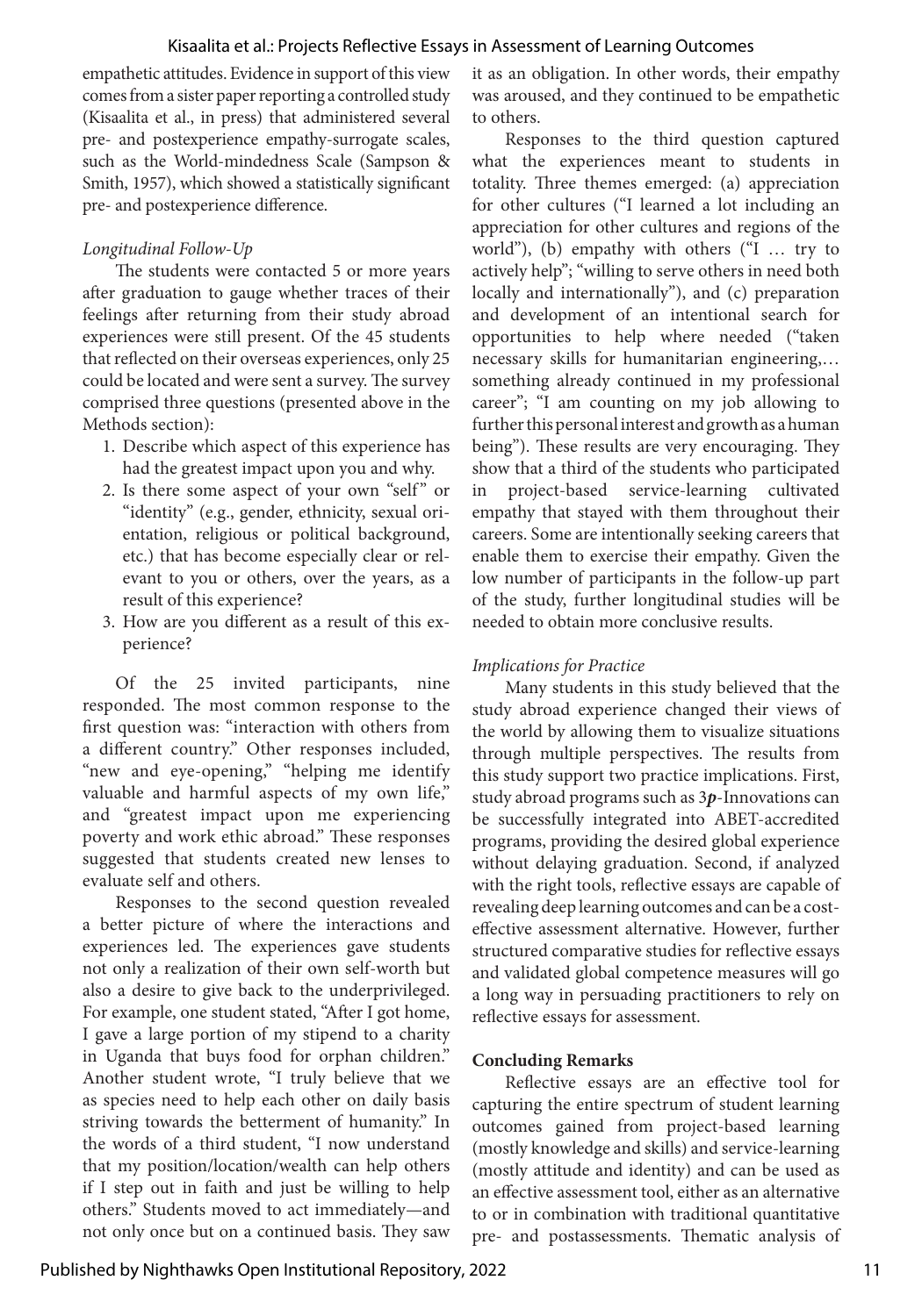empathetic attitudes. Evidence in support of this view comes from a sister paper reporting a controlled study (Kisaalita et al., in press) that administered several pre- and postexperience empathy-surrogate scales, such as the World-mindedness Scale (Sampson & Smith, 1957), which showed a statistically significant pre- and postexperience difference.

*Longitudinal Follow-Up*

The students were contacted 5 or more years after graduation to gauge whether traces of their feelings after returning from their study abroad experiences were still present. Of the 45 students that reflected on their overseas experiences, only 25 could be located and were sent a survey. The survey comprised three questions (presented above in the Methods section):

1. Describe which aspect of this experience has had the greatest impact upon you and why.
2. Is there some aspect of your own "self" or "identity" (e.g., gender, ethnicity, sexual orientation, religious or political background, etc.) that has become especially clear or relevant to you or others, over the years, as a result of this experience?
3. How are you different as a result of this experience?

Of the 25 invited participants, nine responded. The most common response to the first question was: "interaction with others from a different country." Other responses included, "new and eye-opening," "helping me identify valuable and harmful aspects of my own life," and "greatest impact upon me experiencing poverty and work ethic abroad." These responses suggested that students created new lenses to evaluate self and others.

Responses to the second question revealed a better picture of where the interactions and experiences led. The experiences gave students not only a realization of their own self-worth but also a desire to give back to the underprivileged. For example, one student stated, "After I got home, I gave a large portion of my stipend to a charity in Uganda that buys food for orphan children." Another student wrote, "I truly believe that we as species need to help each other on daily basis striving towards the betterment of humanity." In the words of a third student, "I now understand that my position/location/wealth can help others if I step out in faith and just be willing to help others." Students moved to act immediately—and not only once but on a continued basis. They saw it as an obligation. In other words, their empathy was aroused, and they continued to be empathetic to others.

Responses to the third question captured what the experiences meant to students in totality. Three themes emerged: (a) appreciation for other cultures ("I learned a lot including an appreciation for other cultures and regions of the world"), (b) empathy with others ("I … try to actively help"; "willing to serve others in need both locally and internationally"), and (c) preparation and development of an intentional search for opportunities to help where needed ("taken necessary skills for humanitarian engineering,… something already continued in my professional career"; "I am counting on my job allowing to further this personal interest and growth as a human being"). These results are very encouraging. They show that a third of the students who participated in project-based service-learning cultivated empathy that stayed with them throughout their careers. Some are intentionally seeking careers that enable them to exercise their empathy. Given the low number of participants in the follow-up part of the study, further longitudinal studies will be needed to obtain more conclusive results.

*Implications for Practice*

Many students in this study believed that the study abroad experience changed their views of the world by allowing them to visualize situations through multiple perspectives. The results from this study support two practice implications. First, study abroad programs such as 3***p***-Innovations can be successfully integrated into ABET-accredited programs, providing the desired global experience without delaying graduation. Second, if analyzed with the right tools, reflective essays are capable of revealing deep learning outcomes and can be a cost-effective assessment alternative. However, further structured comparative studies for reflective essays and validated global competence measures will go a long way in persuading practitioners to rely on reflective essays for assessment.

**Concluding Remarks**

Reflective essays are an effective tool for capturing the entire spectrum of student learning outcomes gained from project-based learning (mostly knowledge and skills) and service-learning (mostly attitude and identity) and can be used as an effective assessment tool, either as an alternative to or in combination with traditional quantitative pre- and postassessments. Thematic analysis of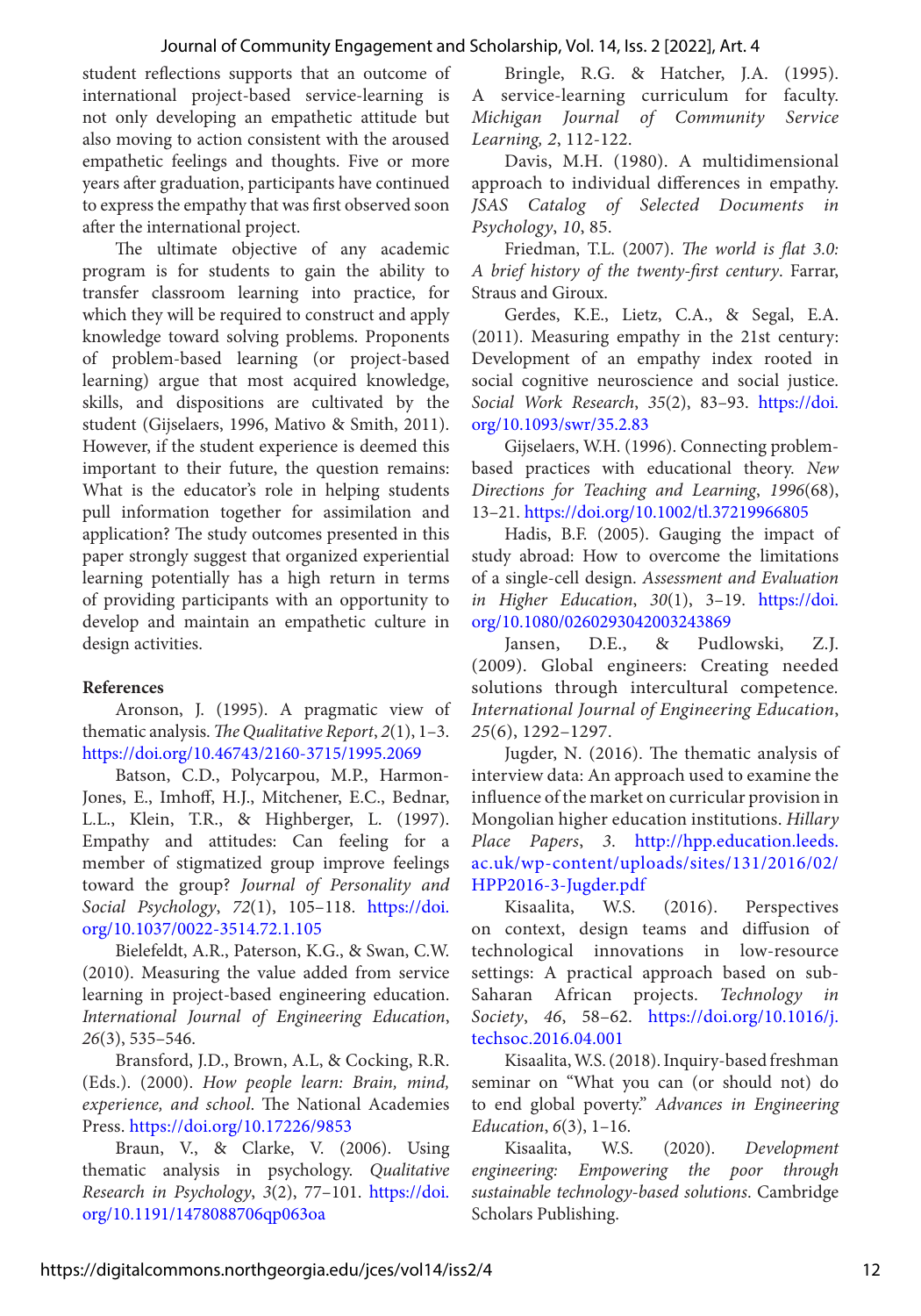student reflections supports that an outcome of international project-based service-learning is not only developing an empathetic attitude but also moving to action consistent with the aroused empathetic feelings and thoughts. Five or more years after graduation, participants have continued to express the empathy that was first observed soon after the international project.

The ultimate objective of any academic program is for students to gain the ability to transfer classroom learning into practice, for which they will be required to construct and apply knowledge toward solving problems. Proponents of problem-based learning (or project-based learning) argue that most acquired knowledge, skills, and dispositions are cultivated by the student (Gijselaers, 1996, Mativo & Smith, 2011). However, if the student experience is deemed this important to their future, the question remains: What is the educator's role in helping students pull information together for assimilation and application? The study outcomes presented in this paper strongly suggest that organized experiential learning potentially has a high return in terms of providing participants with an opportunity to develop and maintain an empathetic culture in design activities.

### References

Aronson, J. (1995). A pragmatic view of thematic analysis. *The Qualitative Report*, *2*(1), 1–3. https://doi.org/10.46743/2160-3715/1995.2069

Batson, C.D., Polycarpou, M.P., Harmon-Jones, E., Imhoff, H.J., Mitchener, E.C., Bednar, L.L., Klein, T.R., & Highberger, L. (1997). Empathy and attitudes: Can feeling for a member of stigmatized group improve feelings toward the group? *Journal of Personality and Social Psychology*, *72*(1), 105–118. https://doi.org/10.1037/0022-3514.72.1.105

Bielefeldt, A.R., Paterson, K.G., & Swan, C.W. (2010). Measuring the value added from service learning in project-based engineering education. *International Journal of Engineering Education*, *26*(3), 535–546.

Bransford, J.D., Brown, A.L, & Cocking, R.R. (Eds.). (2000). *How people learn: Brain, mind, experience, and school*. The National Academies Press. https://doi.org/10.17226/9853

Braun, V., & Clarke, V. (2006). Using thematic analysis in psychology. *Qualitative Research in Psychology*, *3*(2), 77–101. https://doi.org/10.1191/1478088706qp063oa

Bringle, R.G. & Hatcher, J.A. (1995). A service-learning curriculum for faculty. *Michigan Journal of Community Service Learning, 2*, 112-122.

Davis, M.H. (1980). A multidimensional approach to individual differences in empathy. *JSAS Catalog of Selected Documents in Psychology*, *10*, 85.

Friedman, T.L. (2007). *The world is flat 3.0: A brief history of the twenty-first century*. Farrar, Straus and Giroux.

Gerdes, K.E., Lietz, C.A., & Segal, E.A. (2011). Measuring empathy in the 21st century: Development of an empathy index rooted in social cognitive neuroscience and social justice. *Social Work Research*, *35*(2), 83–93. https://doi.org/10.1093/swr/35.2.83

Gijselaers, W.H. (1996). Connecting problem-based practices with educational theory. *New Directions for Teaching and Learning*, *1996*(68), 13–21. https://doi.org/10.1002/tl.37219966805

Hadis, B.F. (2005). Gauging the impact of study abroad: How to overcome the limitations of a single-cell design. *Assessment and Evaluation in Higher Education*, *30*(1), 3–19. https://doi.org/10.1080/0260293042003243869

Jansen, D.E., & Pudlowski, Z.J. (2009). Global engineers: Creating needed solutions through intercultural competence. *International Journal of Engineering Education*, *25*(6), 1292–1297.

Jugder, N. (2016). The thematic analysis of interview data: An approach used to examine the influence of the market on curricular provision in Mongolian higher education institutions. *Hillary Place Papers*, *3*. http://hpp.education.leeds.ac.uk/wp-content/uploads/sites/131/2016/02/HPP2016-3-Jugder.pdf

Kisaalita, W.S. (2016). Perspectives on context, design teams and diffusion of technological innovations in low-resource settings: A practical approach based on sub-Saharan African projects. *Technology in Society*, *46*, 58–62. https://doi.org/10.1016/j.techsoc.2016.04.001

Kisaalita, W.S. (2018). Inquiry-based freshman seminar on "What you can (or should not) do to end global poverty." *Advances in Engineering Education*, *6*(3), 1–16.

Kisaalita, W.S. (2020). *Development engineering: Empowering the poor through sustainable technology-based solutions*. Cambridge Scholars Publishing.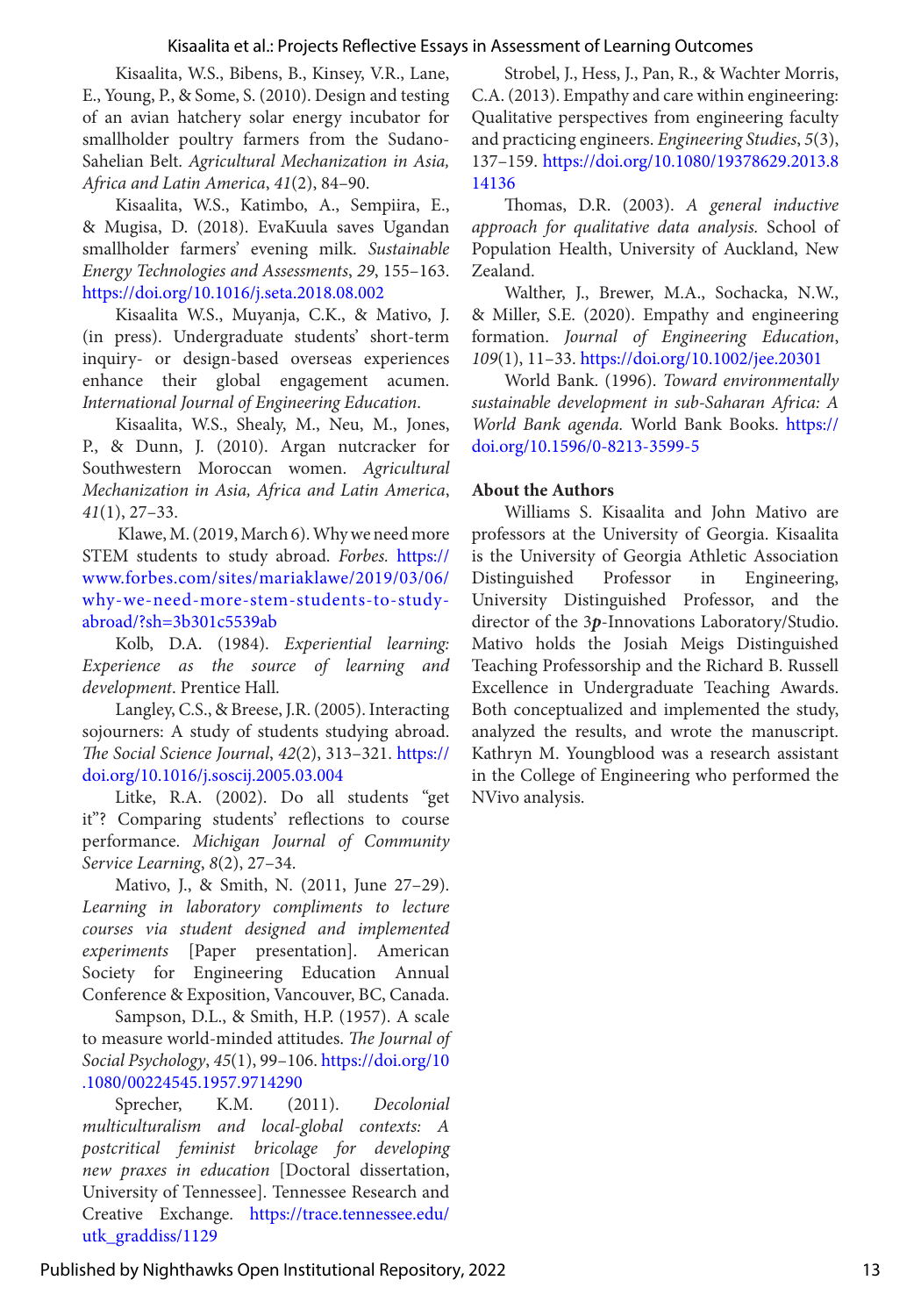Kisaalita, W.S., Bibens, B., Kinsey, V.R., Lane, E., Young, P., & Some, S. (2010). Design and testing of an avian hatchery solar energy incubator for smallholder poultry farmers from the Sudano-Sahelian Belt. *Agricultural Mechanization in Asia, Africa and Latin America*, *41*(2), 84–90.

Kisaalita, W.S., Katimbo, A., Sempiira, E., & Mugisa, D. (2018). EvaKuula saves Ugandan smallholder farmers' evening milk. *Sustainable Energy Technologies and Assessments*, *29*, 155–163. https://doi.org/10.1016/j.seta.2018.08.002

Kisaalita W.S., Muyanja, C.K., & Mativo, J. (in press). Undergraduate students' short-term inquiry- or design-based overseas experiences enhance their global engagement acumen. *International Journal of Engineering Education*.

Kisaalita, W.S., Shealy, M., Neu, M., Jones, P., & Dunn, J. (2010). Argan nutcracker for Southwestern Moroccan women. *Agricultural Mechanization in Asia, Africa and Latin America*, *41*(1), 27–33.

Klawe, M. (2019, March 6). Why we need more STEM students to study abroad. *Forbes.* https://www.forbes.com/sites/mariaklawe/2019/03/06/why-we-need-more-stem-students-to-study-abroad/?sh=3b301c5539ab

Kolb, D.A. (1984). *Experiential learning: Experience as the source of learning and development*. Prentice Hall.

Langley, C.S., & Breese, J.R. (2005). Interacting sojourners: A study of students studying abroad. *The Social Science Journal*, *42*(2), 313–321. https://doi.org/10.1016/j.soscij.2005.03.004

Litke, R.A. (2002). Do all students "get it"? Comparing students' reflections to course performance. *Michigan Journal of Community Service Learning*, *8*(2), 27–34.

Mativo, J., & Smith, N. (2011, June 27–29). *Learning in laboratory compliments to lecture courses via student designed and implemented experiments* [Paper presentation]. American Society for Engineering Education Annual Conference & Exposition, Vancouver, BC, Canada.

Sampson, D.L., & Smith, H.P. (1957). A scale to measure world-minded attitudes. *The Journal of Social Psychology*, *45*(1), 99–106. https://doi.org/10.1080/00224545.1957.9714290

Sprecher, K.M. (2011). *Decolonial multiculturalism and local-global contexts: A postcritical feminist bricolage for developing new praxes in education* [Doctoral dissertation, University of Tennessee]. Tennessee Research and Creative Exchange. https://trace.tennessee.edu/utk_graddiss/1129

Strobel, J., Hess, J., Pan, R., & Wachter Morris, C.A. (2013). Empathy and care within engineering: Qualitative perspectives from engineering faculty and practicing engineers. *Engineering Studies*, *5*(3), 137–159. https://doi.org/10.1080/19378629.2013.814136

Thomas, D.R. (2003). *A general inductive approach for qualitative data analysis.* School of Population Health, University of Auckland, New Zealand.

Walther, J., Brewer, M.A., Sochacka, N.W., & Miller, S.E. (2020). Empathy and engineering formation. *Journal of Engineering Education*, *109*(1), 11–33. https://doi.org/10.1002/jee.20301

World Bank. (1996). *Toward environmentally sustainable development in sub-Saharan Africa: A World Bank agenda.* World Bank Books. https://doi.org/10.1596/0-8213-3599-5

**About the Authors**

Williams S. Kisaalita and John Mativo are professors at the University of Georgia. Kisaalita is the University of Georgia Athletic Association Distinguished Professor in Engineering, University Distinguished Professor, and the director of the 3***p***-Innovations Laboratory/Studio. Mativo holds the Josiah Meigs Distinguished Teaching Professorship and the Richard B. Russell Excellence in Undergraduate Teaching Awards. Both conceptualized and implemented the study, analyzed the results, and wrote the manuscript. Kathryn M. Youngblood was a research assistant in the College of Engineering who performed the NVivo analysis.